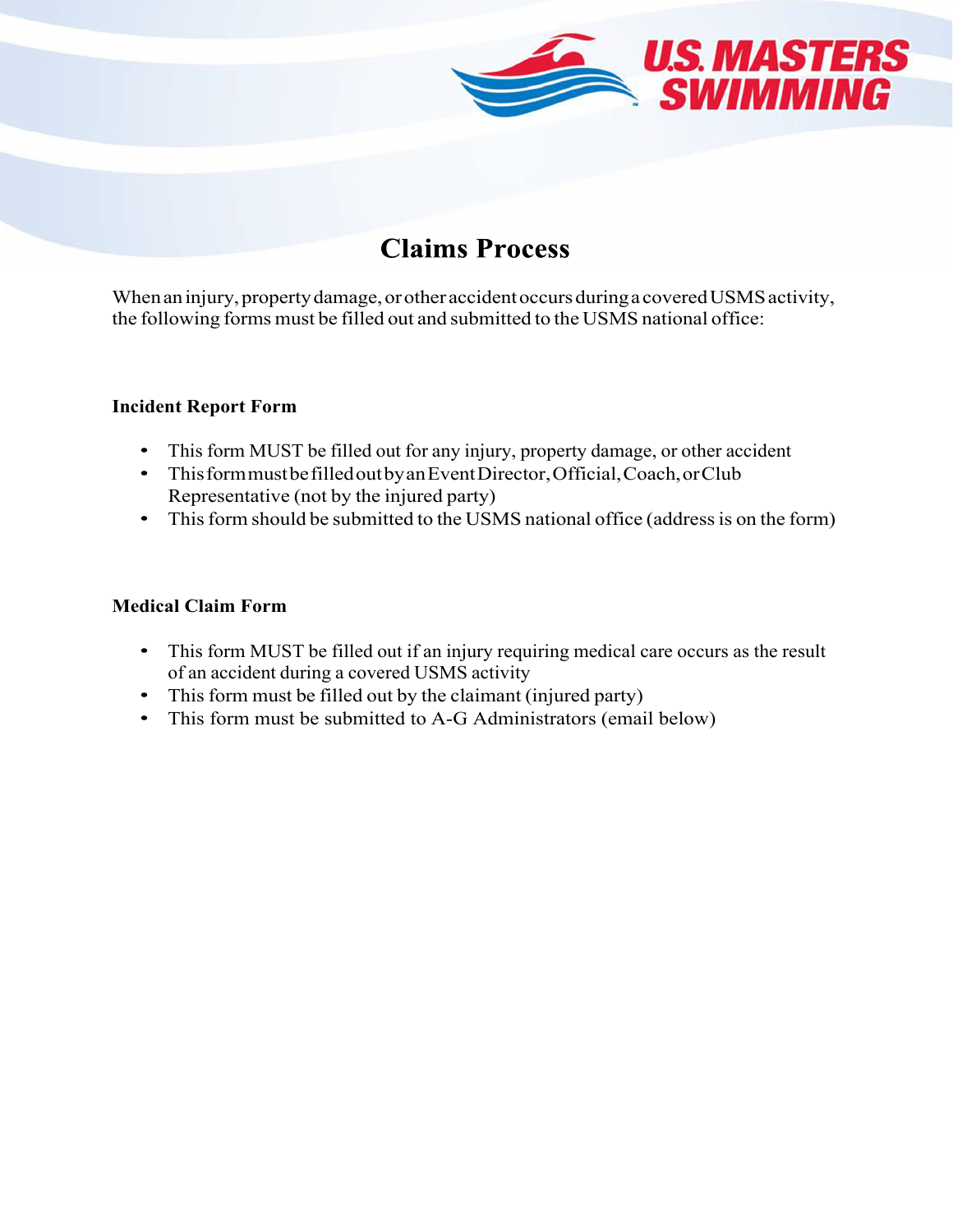# Claims Process

When an injury, property damage, or other accident occurs during a covered USMS activity, the following forms must be filled out and submitted to the USMS national office:

**Incident Report Form**

- This form MUST be filled out for any injury, property damage, or other accident
- This form must be filled out by an Event Director, Official, Coach, or Club Representative (not by the injured party)
- This form should be submitted to the USMS national office (address is on the form)

**Medical Claim Form**

- This form MUST be filled out if an injury requiring medical care occurs as the result of an accident during a covered USMS activity
- This form must be filled out by the claimant (injured party)
- This form must be submitted to A-G Administrators (email below)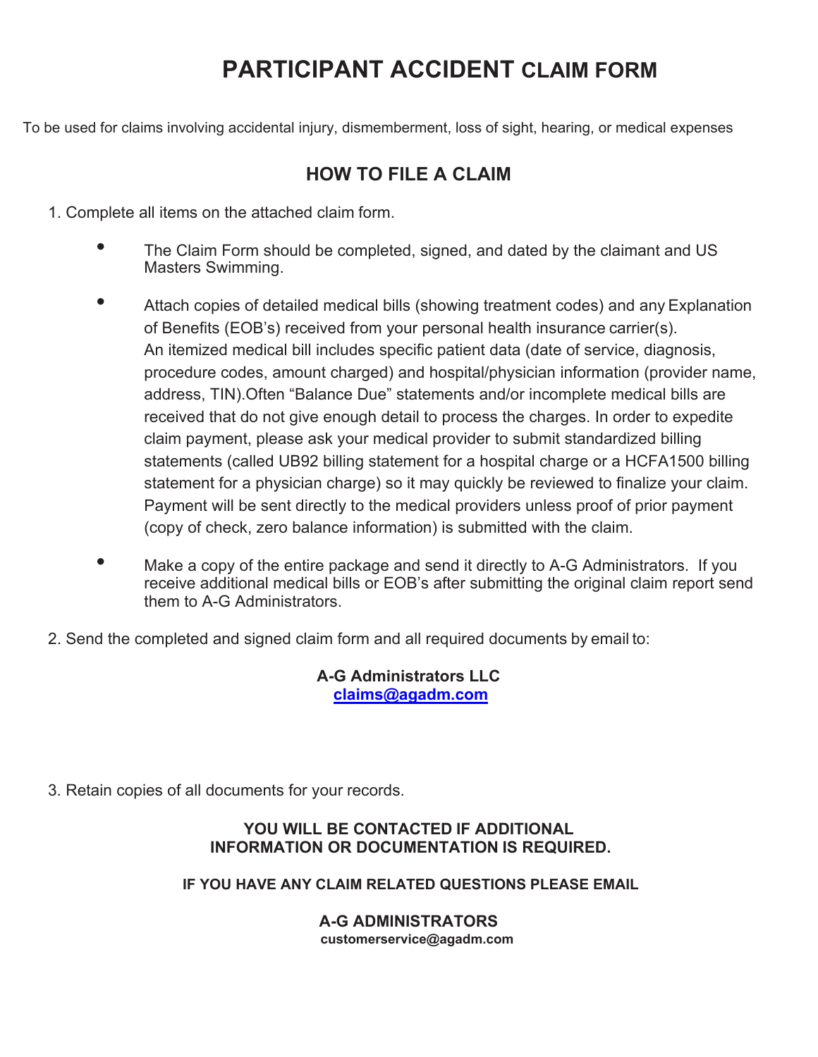# PARTICIPANT ACCIDENT CLAIM FORM

To be used for claims involving accidental injury, dismemberment, loss of sight, hearing, or medical expenses

## HOW TO FILE A CLAIM

1. Complete all items on the attached claim form.
   - The Claim Form should be completed, signed, and dated by the claimant and US Masters Swimming.
   - Attach copies of detailed medical bills (showing treatment codes) and any Explanation of Benefits (EOB's) received from your personal health insurance carrier(s). An itemized medical bill includes specific patient data (date of service, diagnosis, procedure codes, amount charged) and hospital/physician information (provider name, address, TIN).Often "Balance Due" statements and/or incomplete medical bills are received that do not give enough detail to process the charges. In order to expedite claim payment, please ask your medical provider to submit standardized billing statements (called UB92 billing statement for a hospital charge or a HCFA1500 billing statement for a physician charge) so it may quickly be reviewed to finalize your claim. Payment will be sent directly to the medical providers unless proof of prior payment (copy of check, zero balance information) is submitted with the claim.
   - Make a copy of the entire package and send it directly to A-G Administrators. If you receive additional medical bills or EOB's after submitting the original claim report send them to A-G Administrators.
2. Send the completed and signed claim form and all required documents by email to:

   **A-G Administrators LLC**
   **claims@agadm.com**

3. Retain copies of all documents for your records.

**YOU WILL BE CONTACTED IF ADDITIONAL INFORMATION OR DOCUMENTATION IS REQUIRED.**

**IF YOU HAVE ANY CLAIM RELATED QUESTIONS PLEASE EMAIL**

**A-G ADMINISTRATORS**
**customerservice@agadm.com**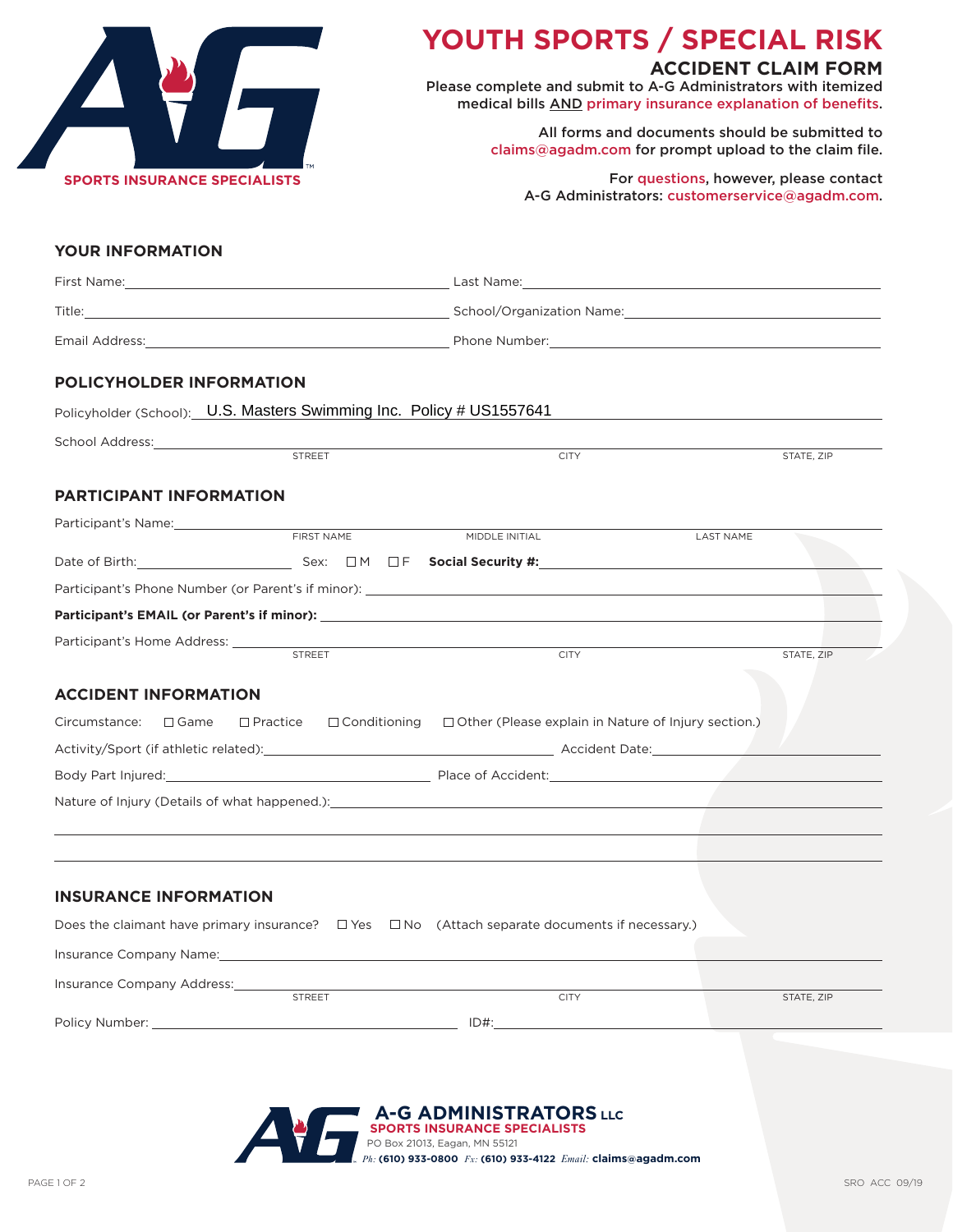SPORTS INSURANCE SPECIALISTS

# YOUTH SPORTS / SPECIAL RISK

## ACCIDENT CLAIM FORM

Please complete and submit to A-G Administrators with itemized medical bills AND primary insurance explanation of benefits.

All forms and documents should be submitted to claims@agadm.com for prompt upload to the claim file.

For questions, however, please contact A-G Administrators: customerservice@agadm.com.

### YOUR INFORMATION

First Name: ______________________ Last Name: ______________________

Title: ______________________ School/Organization Name: ______________________

Email Address: ______________________ Phone Number: ______________________

### POLICYHOLDER INFORMATION

Policyholder (School): U.S. Masters Swimming Inc. Policy # US1557641

School Address: ______________________
STREET CITY STATE, ZIP

### PARTICIPANT INFORMATION

Participant's Name: ______________________
FIRST NAME MIDDLE INITIAL LAST NAME

Date of Birth: __________ Sex: ☐ M ☐ F **Social Security #:** __________

Participant's Phone Number (or Parent's if minor): ______________________

**Participant's EMAIL (or Parent's if minor):** ______________________

Participant's Home Address: ______________________
STREET CITY STATE, ZIP

### ACCIDENT INFORMATION

Circumstance: ☐ Game ☐ Practice ☐ Conditioning ☐ Other (Please explain in Nature of Injury section.)

Activity/Sport (if athletic related): ______________________ Accident Date: __________

Body Part Injured: ______________________ Place of Accident: ______________________

Nature of Injury (Details of what happened.): ______________________

______________________

______________________

### INSURANCE INFORMATION

Does the claimant have primary insurance? ☐ Yes ☐ No (Attach separate documents if necessary.)

Insurance Company Name: ______________________

Insurance Company Address: ______________________
STREET CITY STATE, ZIP

Policy Number: ______________________ ID#: ______________________

**A-G ADMINISTRATORS LLC**
SPORTS INSURANCE SPECIALISTS
PO Box 21013, Eagan, MN 55121
*Ph:* **(610) 933-0800** *Fx:* **(610) 933-4122** *Email:* **claims@agadm.com**

SRO ACC 09/19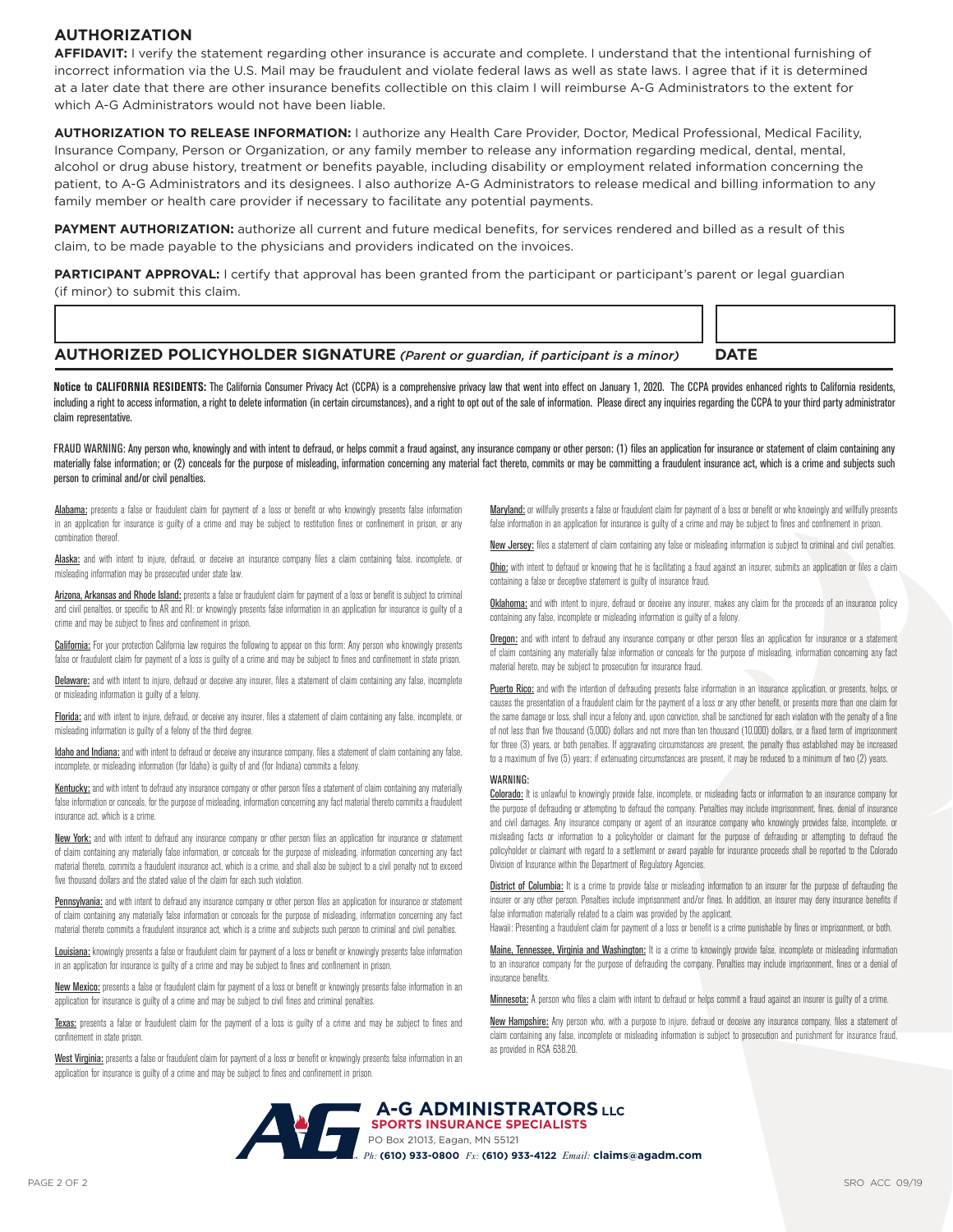## AUTHORIZATION

**AFFIDAVIT:** I verify the statement regarding other insurance is accurate and complete. I understand that the intentional furnishing of incorrect information via the U.S. Mail may be fraudulent and violate federal laws as well as state laws. I agree that if it is determined at a later date that there are other insurance benefits collectible on this claim I will reimburse A-G Administrators to the extent for which A-G Administrators would not have been liable.

**AUTHORIZATION TO RELEASE INFORMATION:** I authorize any Health Care Provider, Doctor, Medical Professional, Medical Facility, Insurance Company, Person or Organization, or any family member to release any information regarding medical, dental, mental, alcohol or drug abuse history, treatment or benefits payable, including disability or employment related information concerning the patient, to A-G Administrators and its designees. I also authorize A-G Administrators to release medical and billing information to any family member or health care provider if necessary to facilitate any potential payments.

**PAYMENT AUTHORIZATION:** authorize all current and future medical benefits, for services rendered and billed as a result of this claim, to be made payable to the physicians and providers indicated on the invoices.

**PARTICIPANT APPROVAL:** I certify that approval has been granted from the participant or participant's parent or legal guardian (if minor) to submit this claim.

| | |
|---|---|
| | |
| **AUTHORIZED POLICYHOLDER SIGNATURE** *(Parent or guardian, if participant is a minor)* | **DATE** |

**Notice to CALIFORNIA RESIDENTS:** The California Consumer Privacy Act (CCPA) is a comprehensive privacy law that went into effect on January 1, 2020. The CCPA provides enhanced rights to California residents, including a right to access information, a right to delete information (in certain circumstances), and a right to opt out of the sale of information. Please direct any inquiries regarding the CCPA to your third party administrator claim representative.

FRAUD WARNING: Any person who, knowingly and with intent to defraud, or helps commit a fraud against, any insurance company or other person: (1) files an application for insurance or statement of claim containing any materially false information; or (2) conceals for the purpose of misleading, information concerning any material fact thereto, commits or may be committing a fraudulent insurance act, which is a crime and subjects such person to criminal and/or civil penalties.

Alabama: presents a false or fraudulent claim for payment of a loss or benefit or who knowingly presents false information in an application for insurance is guilty of a crime and may be subject to restitution fines or confinement in prison, or any combination thereof.

Alaska: and with intent to injure, defraud, or deceive an insurance company files a claim containing false, incomplete, or misleading information may be prosecuted under state law.

Arizona, Arkansas and Rhode Island: presents a false or fraudulent claim for payment of a loss or benefit is subject to criminal and civil penalties, or specific to AR and RI: or knowingly presents false information in an application for insurance is guilty of a crime and may be subject to fines and confinement in prison.

California: For your protection California law requires the following to appear on this form: Any person who knowingly presents false or fraudulent claim for payment of a loss is guilty of a crime and may be subject to fines and confinement in state prison.

Delaware: and with intent to injure, defraud or deceive any insurer, files a statement of claim containing any false, incomplete or misleading information is guilty of a felony.

Florida: and with intent to injure, defraud, or deceive any insurer, files a statement of claim containing any false, incomplete, or misleading information is guilty of a felony of the third degree.

Idaho and Indiana: and with intent to defraud or deceive any insurance company, files a statement of claim containing any false, incomplete, or misleading information (for Idaho) is guilty of and (for Indiana) commits a felony.

Kentucky: and with intent to defraud any insurance company or other person files a statement of claim containing any materially false information or conceals, for the purpose of misleading, information concerning any fact material thereto commits a fraudulent insurance act, which is a crime.

New York: and with intent to defraud any insurance company or other person files an application for insurance or statement of claim containing any materially false information, or conceals for the purpose of misleading, information concerning any fact material thereto, commits a fraudulent insurance act, which is a crime, and shall also be subject to a civil penalty not to exceed five thousand dollars and the stated value of the claim for each such violation.

Pennsylvania: and with intent to defraud any insurance company or other person files an application for insurance or statement of claim containing any materially false information or conceals for the purpose of misleading, information concerning any fact material thereto commits a fraudulent insurance act, which is a crime and subjects such person to criminal and civil penalties.

Louisiana: knowingly presents a false or fraudulent claim for payment of a loss or benefit or knowingly presents false information in an application for insurance is guilty of a crime and may be subject to fines and confinement in prison.

New Mexico: presents a false or fraudulent claim for payment of a loss or benefit or knowingly presents false information in an application for insurance is guilty of a crime and may be subject to civil fines and criminal penalties.

Texas: presents a false or fraudulent claim for the payment of a loss is guilty of a crime and may be subject to fines and confinement in state prison.

West Virginia: presents a false or fraudulent claim for payment of a loss or benefit or knowingly presents false information in an application for insurance is guilty of a crime and may be subject to fines and confinement in prison.

Maryland: or willfully presents a false or fraudulent claim for payment of a loss or benefit or who knowingly and willfully presents false information in an application for insurance is guilty of a crime and may be subject to fines and confinement in prison.

New Jersey: files a statement of claim containing any false or misleading information is subject to criminal and civil penalties.

Ohio: with intent to defraud or knowing that he is facilitating a fraud against an insurer, submits an application or files a claim containing a false or deceptive statement is guilty of insurance fraud.

Oklahoma: and with intent to injure, defraud or deceive any insurer, makes any claim for the proceeds of an insurance policy containing any false, incomplete or misleading information is guilty of a felony.

Oregon: and with intent to defraud any insurance company or other person files an application for insurance or a statement of claim containing any materially false information or conceals for the purpose of misleading, information concerning any fact material hereto, may be subject to prosecution for insurance fraud.

Puerto Rico: and with the intention of defrauding presents false information in an insurance application, or presents, helps, or causes the presentation of a fraudulent claim for the payment of a loss or any other benefit, or presents more than one claim for the same damage or loss, shall incur a felony and, upon conviction, shall be sanctioned for each violation with the penalty of a fine of not less than five thousand (5,000) dollars and not more than ten thousand (10,000) dollars, or a fixed term of imprisonment for three (3) years, or both penalties. If aggravating circumstances are present, the penalty thus established may be increased to a maximum of five (5) years; if extenuating circumstances are present, it may be reduced to a minimum of two (2) years.

WARNING:

Colorado: It is unlawful to knowingly provide false, incomplete, or misleading facts or information to an insurance company for the purpose of defrauding or attempting to defraud the company. Penalties may include imprisonment, fines, denial of insurance and civil damages. Any insurance company or agent of an insurance company who knowingly provides false, incomplete, or misleading facts or information to a policyholder or claimant for the purpose of defrauding or attempting to defraud the policyholder or claimant with regard to a settlement or award payable for insurance proceeds shall be reported to the Colorado Division of Insurance within the Department of Regulatory Agencies.

District of Columbia: It is a crime to provide false or misleading information to an insurer for the purpose of defrauding the insurer or any other person. Penalties include imprisonment and/or fines. In addition, an insurer may deny insurance benefits if false information materially related to a claim was provided by the applicant.

Hawaii: Presenting a fraudulent claim for payment of a loss or benefit is a crime punishable by fines or imprisonment, or both.

Maine, Tennessee, Virginia and Washington: It is a crime to knowingly provide false, incomplete or misleading information to an insurance company for the purpose of defrauding the company. Penalties may include imprisonment, fines or a denial of insurance benefits.

Minnesota: A person who files a claim with intent to defraud or helps commit a fraud against an insurer is guilty of a crime.

New Hampshire: Any person who, with a purpose to injure, defraud or deceive any insurance company, files a statement of claim containing any false, incomplete or misleading information is subject to prosecution and punishment for insurance fraud, as provided in RSA 638.20.

**A-G ADMINISTRATORS LLC**
**SPORTS INSURANCE SPECIALISTS**
PO Box 21013, Eagan, MN 55121
*Ph:* **(610) 933-0800** *Fx:* **(610) 933-4122** *Email:* **claims@agadm.com**

SRO ACC 09/19